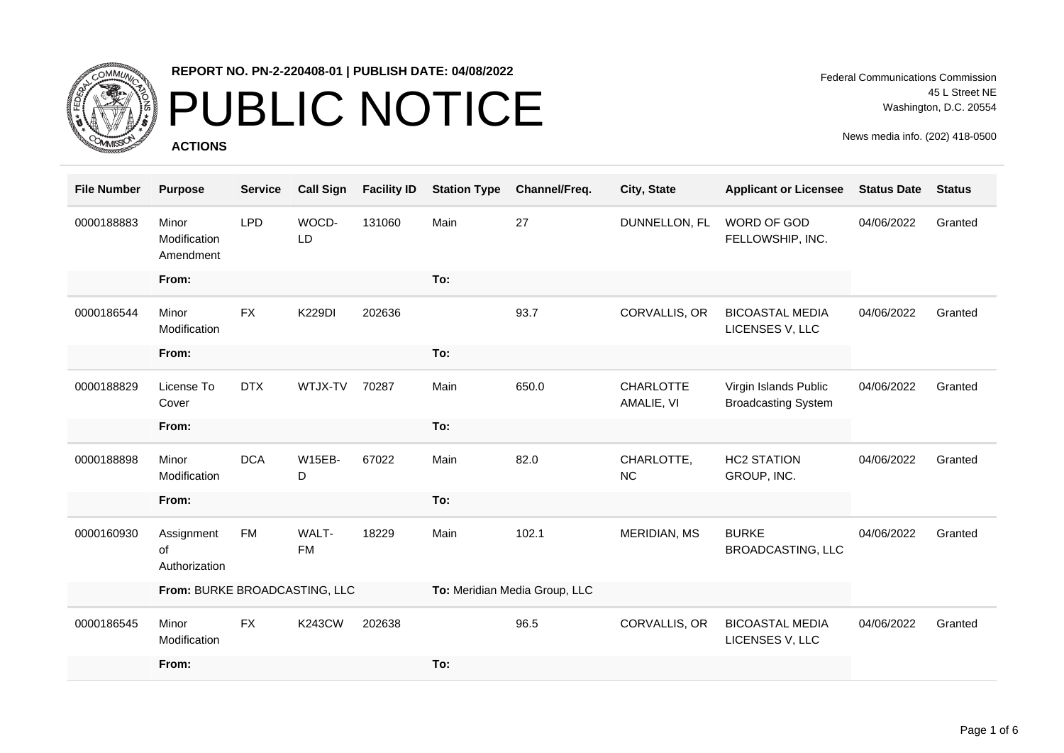**REPORT NO. PN-2-220408-01 | PUBLISH DATE: 04/08/2022**

# PUBLIC NOTICE

**ACTIONS**

Federal Communications Commission
45 L Street NE
Washington, D.C. 20554

News media info. (202) 418-0500

| File Number | Purpose | Service | Call Sign | Facility ID | Station Type | Channel/Freq. | City, State | Applicant or Licensee | Status Date | Status |
|---|---|---|---|---|---|---|---|---|---|---|
| 0000188883 | Minor Modification Amendment | LPD | WOCD-LD | 131060 | Main | 27 | DUNNELLON, FL | WORD OF GOD FELLOWSHIP, INC. | 04/06/2022 | Granted |
| | **From:** | | | | **To:** | | | | | |
| 0000186544 | Minor Modification | FX | K229DI | 202636 | | 93.7 | CORVALLIS, OR | BICOASTAL MEDIA LICENSES V, LLC | 04/06/2022 | Granted |
| | **From:** | | | | **To:** | | | | | |
| 0000188829 | License To Cover | DTX | WTJX-TV | 70287 | Main | 650.0 | CHARLOTTE AMALIE, VI | Virgin Islands Public Broadcasting System | 04/06/2022 | Granted |
| | **From:** | | | | **To:** | | | | | |
| 0000188898 | Minor Modification | DCA | W15EB-D | 67022 | Main | 82.0 | CHARLOTTE, NC | HC2 STATION GROUP, INC. | 04/06/2022 | Granted |
| | **From:** | | | | **To:** | | | | | |
| 0000160930 | Assignment of Authorization | FM | WALT-FM | 18229 | Main | 102.1 | MERIDIAN, MS | BURKE BROADCASTING, LLC | 04/06/2022 | Granted |
| | **From:** BURKE BROADCASTING, LLC | | | | **To:** Meridian Media Group, LLC | | | | | |
| 0000186545 | Minor Modification | FX | K243CW | 202638 | | 96.5 | CORVALLIS, OR | BICOASTAL MEDIA LICENSES V, LLC | 04/06/2022 | Granted |
| | **From:** | | | | **To:** | | | | | |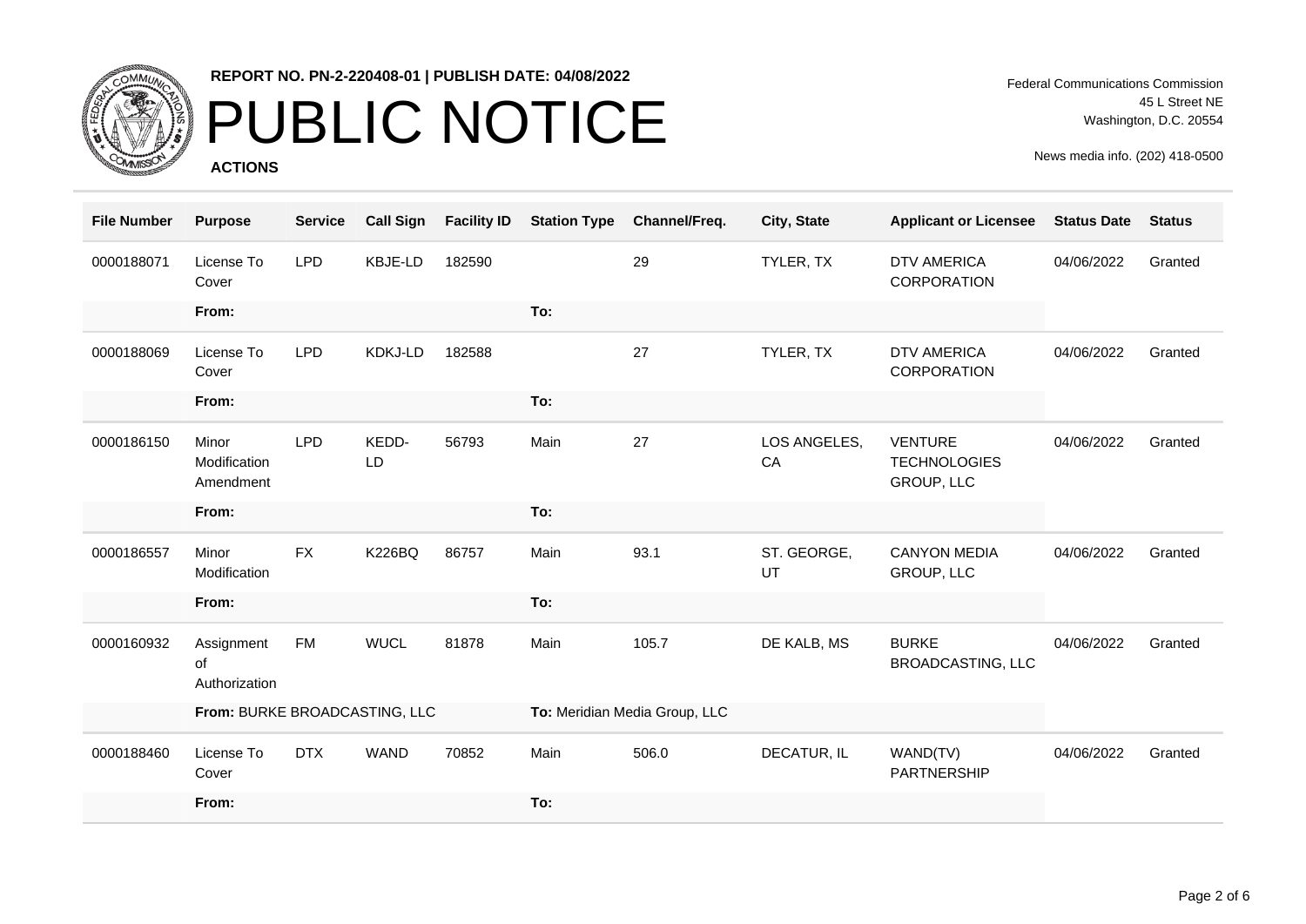REPORT NO. PN-2-220408-01 | PUBLISH DATE: 04/08/2022

# PUBLIC NOTICE

**ACTIONS**

Federal Communications Commission
45 L Street NE
Washington, D.C. 20554

News media info. (202) 418-0500

| File Number | Purpose | Service | Call Sign | Facility ID | Station Type | Channel/Freq. | City, State | Applicant or Licensee | Status Date | Status |
|---|---|---|---|---|---|---|---|---|---|---|
| 0000188071 | License To Cover | LPD | KBJE-LD | 182590 | | 29 | TYLER, TX | DTV AMERICA CORPORATION | 04/06/2022 | Granted |
| | **From:** | | | | **To:** | | | | | |
| 0000188069 | License To Cover | LPD | KDKJ-LD | 182588 | | 27 | TYLER, TX | DTV AMERICA CORPORATION | 04/06/2022 | Granted |
| | **From:** | | | | **To:** | | | | | |
| 0000186150 | Minor Modification Amendment | LPD | KEDD-LD | 56793 | Main | 27 | LOS ANGELES, CA | VENTURE TECHNOLOGIES GROUP, LLC | 04/06/2022 | Granted |
| | **From:** | | | | **To:** | | | | | |
| 0000186557 | Minor Modification | FX | K226BQ | 86757 | Main | 93.1 | ST. GEORGE, UT | CANYON MEDIA GROUP, LLC | 04/06/2022 | Granted |
| | **From:** | | | | **To:** | | | | | |
| 0000160932 | Assignment of Authorization | FM | WUCL | 81878 | Main | 105.7 | DE KALB, MS | BURKE BROADCASTING, LLC | 04/06/2022 | Granted |
| | **From:** BURKE BROADCASTING, LLC | | | | **To:** Meridian Media Group, LLC | | | | | |
| 0000188460 | License To Cover | DTX | WAND | 70852 | Main | 506.0 | DECATUR, IL | WAND(TV) PARTNERSHIP | 04/06/2022 | Granted |
| | **From:** | | | | **To:** | | | | | |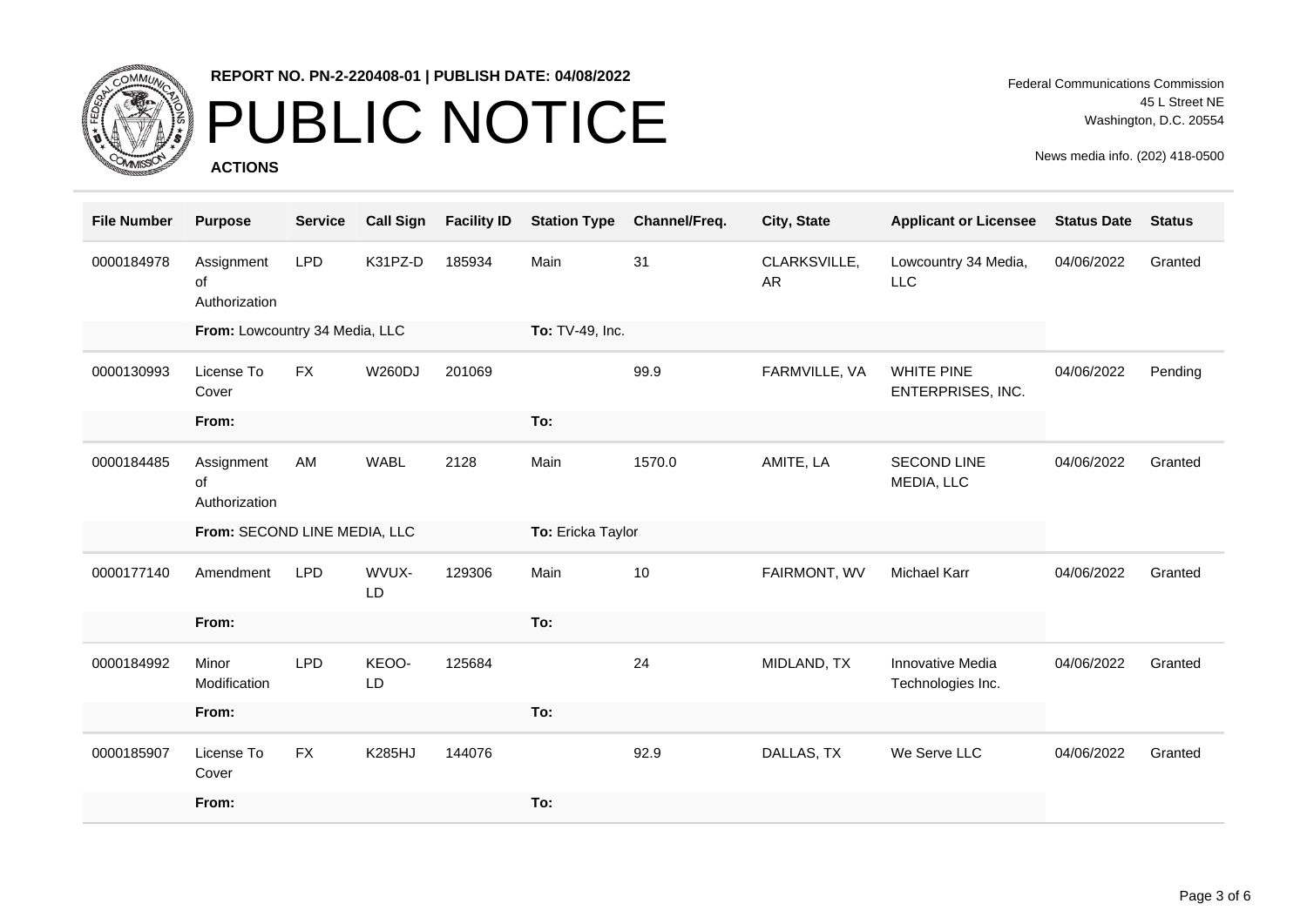REPORT NO. PN-2-220408-01 | PUBLISH DATE: 04/08/2022

# PUBLIC NOTICE

**ACTIONS**

Federal Communications Commission
45 L Street NE
Washington, D.C. 20554

News media info. (202) 418-0500

| File Number | Purpose | Service | Call Sign | Facility ID | Station Type | Channel/Freq. | City, State | Applicant or Licensee | Status Date | Status |
|---|---|---|---|---|---|---|---|---|---|---|
| 0000184978 | Assignment of Authorization | LPD | K31PZ-D | 185934 | Main | 31 | CLARKSVILLE, AR | Lowcountry 34 Media, LLC | 04/06/2022 | Granted |
| | **From:** Lowcountry 34 Media, LLC | | | | **To:** TV-49, Inc. | | | | | |
| 0000130993 | License To Cover | FX | W260DJ | 201069 | | 99.9 | FARMVILLE, VA | WHITE PINE ENTERPRISES, INC. | 04/06/2022 | Pending |
| | **From:** | | | | **To:** | | | | | |
| 0000184485 | Assignment of Authorization | AM | WABL | 2128 | Main | 1570.0 | AMITE, LA | SECOND LINE MEDIA, LLC | 04/06/2022 | Granted |
| | **From:** SECOND LINE MEDIA, LLC | | | | **To:** Ericka Taylor | | | | | |
| 0000177140 | Amendment | LPD | WVUX-LD | 129306 | Main | 10 | FAIRMONT, WV | Michael Karr | 04/06/2022 | Granted |
| | **From:** | | | | **To:** | | | | | |
| 0000184992 | Minor Modification | LPD | KEOO-LD | 125684 | | 24 | MIDLAND, TX | Innovative Media Technologies Inc. | 04/06/2022 | Granted |
| | **From:** | | | | **To:** | | | | | |
| 0000185907 | License To Cover | FX | K285HJ | 144076 | | 92.9 | DALLAS, TX | We Serve LLC | 04/06/2022 | Granted |
| | **From:** | | | | **To:** | | | | | |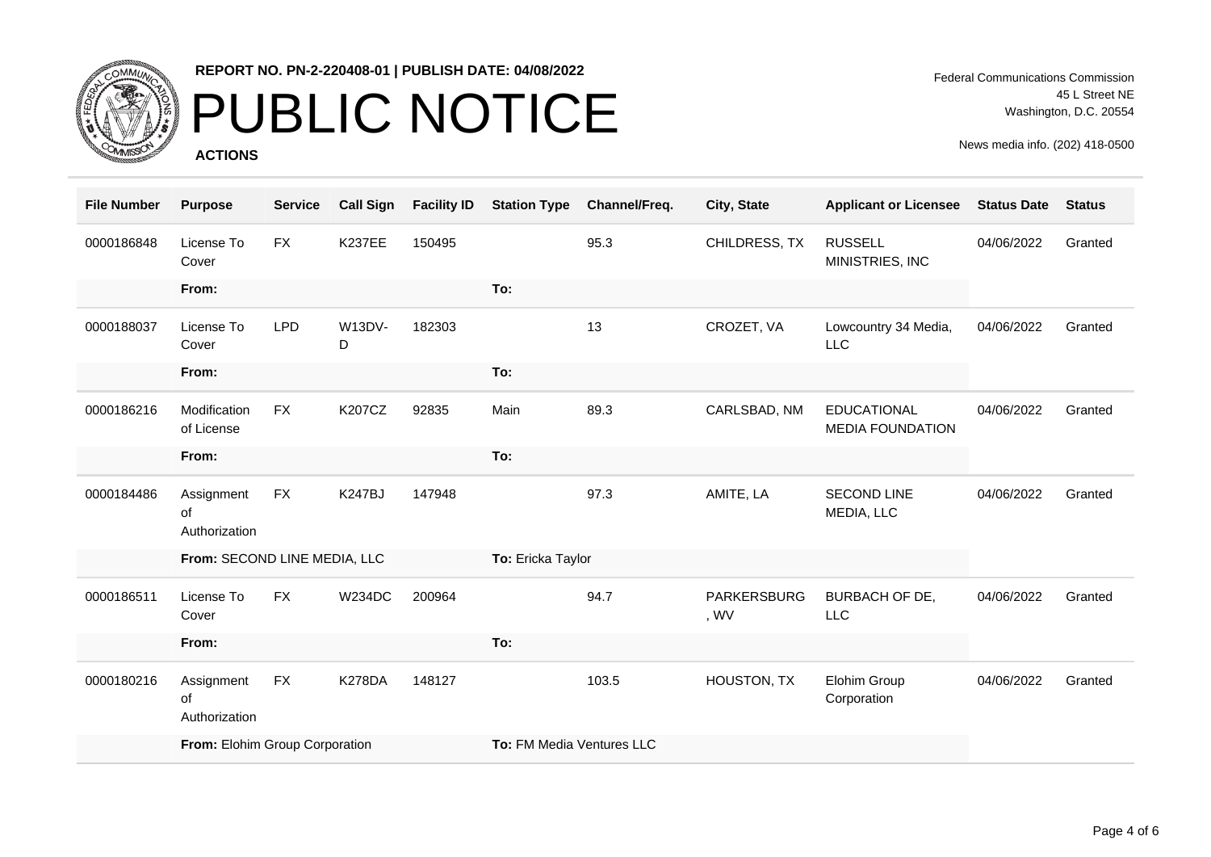**REPORT NO. PN-2-220408-01 | PUBLISH DATE: 04/08/2022**

# PUBLIC NOTICE

**ACTIONS**

Federal Communications Commission
45 L Street NE
Washington, D.C. 20554

News media info. (202) 418-0500

| File Number | Purpose | Service | Call Sign | Facility ID | Station Type | Channel/Freq. | City, State | Applicant or Licensee | Status Date | Status |
|---|---|---|---|---|---|---|---|---|---|---|
| 0000186848 | License To Cover | FX | K237EE | 150495 | | 95.3 | CHILDRESS, TX | RUSSELL MINISTRIES, INC | 04/06/2022 | Granted |
| | **From:** | | | | **To:** | | | | | |
| 0000188037 | License To Cover | LPD | W13DV-D | 182303 | | 13 | CROZET, VA | Lowcountry 34 Media, LLC | 04/06/2022 | Granted |
| | **From:** | | | | **To:** | | | | | |
| 0000186216 | Modification of License | FX | K207CZ | 92835 | Main | 89.3 | CARLSBAD, NM | EDUCATIONAL MEDIA FOUNDATION | 04/06/2022 | Granted |
| | **From:** | | | | **To:** | | | | | |
| 0000184486 | Assignment of Authorization | FX | K247BJ | 147948 | | 97.3 | AMITE, LA | SECOND LINE MEDIA, LLC | 04/06/2022 | Granted |
| | **From:** SECOND LINE MEDIA, LLC | | | | **To:** Ericka Taylor | | | | | |
| 0000186511 | License To Cover | FX | W234DC | 200964 | | 94.7 | PARKERSBURG, WV | BURBACH OF DE, LLC | 04/06/2022 | Granted |
| | **From:** | | | | **To:** | | | | | |
| 0000180216 | Assignment of Authorization | FX | K278DA | 148127 | | 103.5 | HOUSTON, TX | Elohim Group Corporation | 04/06/2022 | Granted |
| | **From:** Elohim Group Corporation | | | | **To:** FM Media Ventures LLC | | | | | |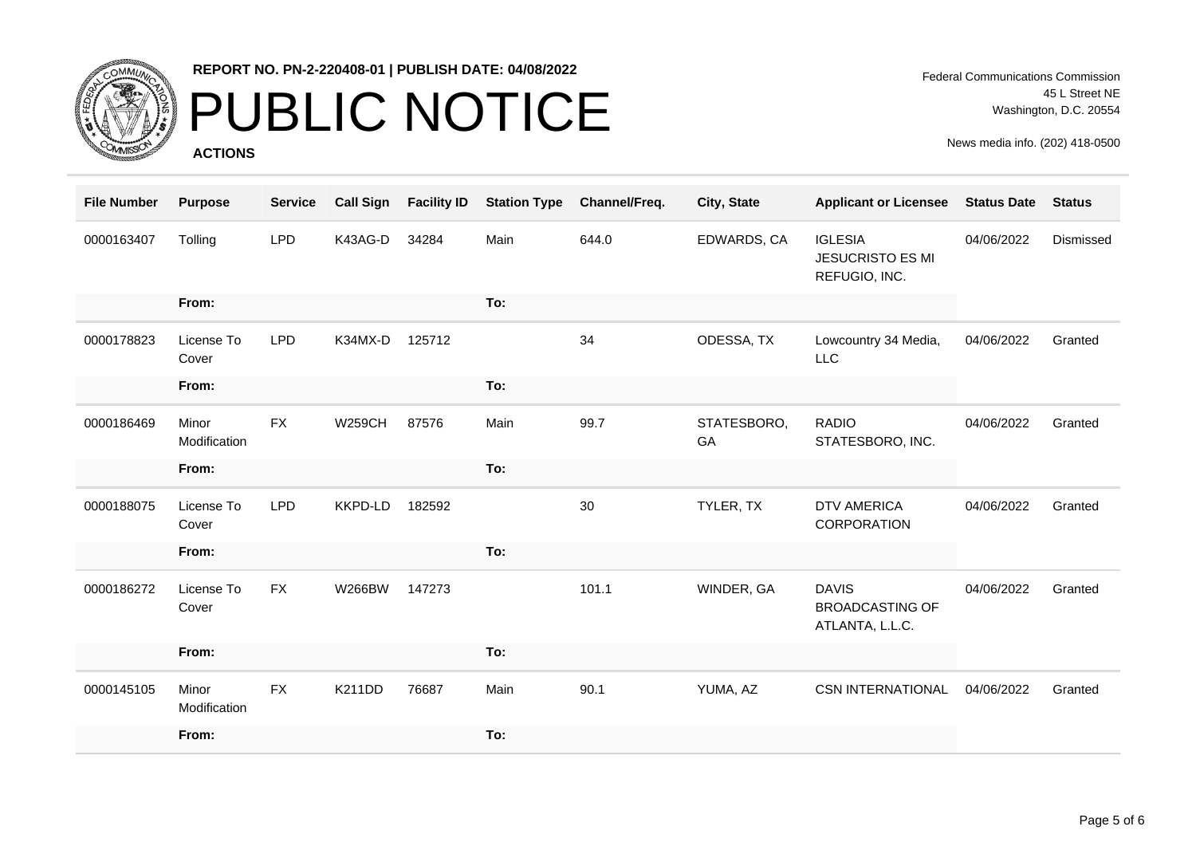**REPORT NO. PN-2-220408-01 | PUBLISH DATE: 04/08/2022**

# PUBLIC NOTICE

**ACTIONS**

Federal Communications Commission
45 L Street NE
Washington, D.C. 20554

News media info. (202) 418-0500

| File Number | Purpose | Service | Call Sign | Facility ID | Station Type | Channel/Freq. | City, State | Applicant or Licensee | Status Date | Status |
|---|---|---|---|---|---|---|---|---|---|---|
| 0000163407 | Tolling | LPD | K43AG-D | 34284 | Main | 644.0 | EDWARDS, CA | IGLESIA JESUCRISTO ES MI REFUGIO, INC. | 04/06/2022 | Dismissed |
| | **From:** | | | | **To:** | | | | | |
| 0000178823 | License To Cover | LPD | K34MX-D | 125712 | | 34 | ODESSA, TX | Lowcountry 34 Media, LLC | 04/06/2022 | Granted |
| | **From:** | | | | **To:** | | | | | |
| 0000186469 | Minor Modification | FX | W259CH | 87576 | Main | 99.7 | STATESBORO, GA | RADIO STATESBORO, INC. | 04/06/2022 | Granted |
| | **From:** | | | | **To:** | | | | | |
| 0000188075 | License To Cover | LPD | KKPD-LD | 182592 | | 30 | TYLER, TX | DTV AMERICA CORPORATION | 04/06/2022 | Granted |
| | **From:** | | | | **To:** | | | | | |
| 0000186272 | License To Cover | FX | W266BW | 147273 | | 101.1 | WINDER, GA | DAVIS BROADCASTING OF ATLANTA, L.L.C. | 04/06/2022 | Granted |
| | **From:** | | | | **To:** | | | | | |
| 0000145105 | Minor Modification | FX | K211DD | 76687 | Main | 90.1 | YUMA, AZ | CSN INTERNATIONAL | 04/06/2022 | Granted |
| | **From:** | | | | **To:** | | | | | |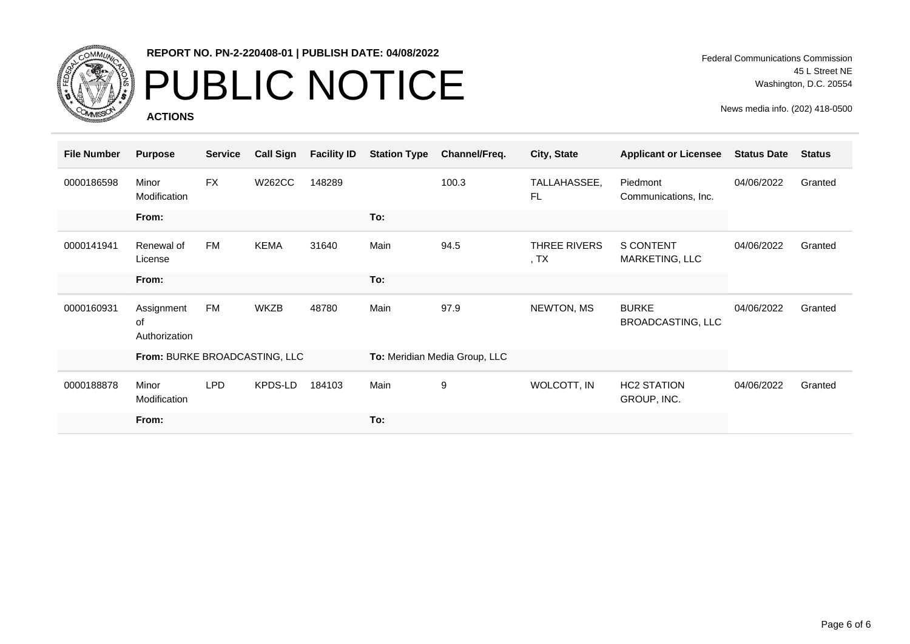REPORT NO. PN-2-220408-01 | PUBLISH DATE: 04/08/2022

# PUBLIC NOTICE

**ACTIONS**

Federal Communications Commission
45 L Street NE
Washington, D.C. 20554

News media info. (202) 418-0500

| File Number | Purpose | Service | Call Sign | Facility ID | Station Type | Channel/Freq. | City, State | Applicant or Licensee | Status Date | Status |
|---|---|---|---|---|---|---|---|---|---|---|
| 0000186598 | Minor Modification | FX | W262CC | 148289 | | 100.3 | TALLAHASSEE, FL | Piedmont Communications, Inc. | 04/06/2022 | Granted |
| | **From:** | | | | **To:** | | | | | |
| 0000141941 | Renewal of License | FM | KEMA | 31640 | Main | 94.5 | THREE RIVERS , TX | S CONTENT MARKETING, LLC | 04/06/2022 | Granted |
| | **From:** | | | | **To:** | | | | | |
| 0000160931 | Assignment of Authorization | FM | WKZB | 48780 | Main | 97.9 | NEWTON, MS | BURKE BROADCASTING, LLC | 04/06/2022 | Granted |
| | **From:** BURKE BROADCASTING, LLC | | | | **To:** Meridian Media Group, LLC | | | | | |
| 0000188878 | Minor Modification | LPD | KPDS-LD | 184103 | Main | 9 | WOLCOTT, IN | HC2 STATION GROUP, INC. | 04/06/2022 | Granted |
| | **From:** | | | | **To:** | | | | | |